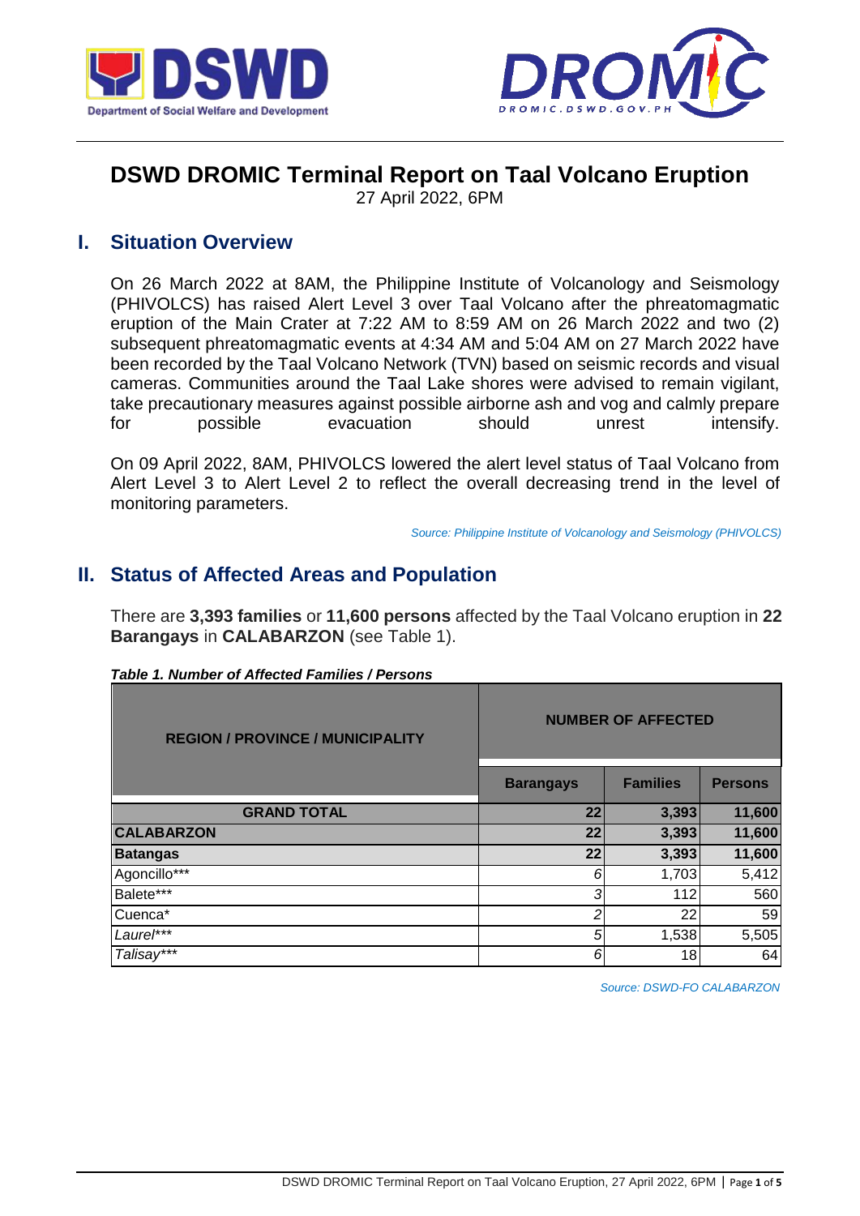# DSWD DROMIC Terminal Report on Taal Volcano Eruption

27 April 2022, 6PM

## I. Situation Overview

On 26 March 2022 at 8AM, the Philippine Institute of Volcanology and Seismology (PHIVOLCS) has raised Alert Level 3 over Taal Volcano after the phreatomagmatic eruption of the Main Crater at 7:22 AM to 8:59 AM on 26 March 2022 and two (2) subsequent phreatomagmatic events at 4:34 AM and 5:04 AM on 27 March 2022 have been recorded by the Taal Volcano Network (TVN) based on seismic records and visual cameras. Communities around the Taal Lake shores were advised to remain vigilant, take precautionary measures against possible airborne ash and vog and calmly prepare for possible evacuation should unrest intensify.

On 09 April 2022, 8AM, PHIVOLCS lowered the alert level status of Taal Volcano from Alert Level 3 to Alert Level 2 to reflect the overall decreasing trend in the level of monitoring parameters.

*Source: Philippine Institute of Volcanology and Seismology (PHIVOLCS)*

## II. Status of Affected Areas and Population

There are **3,393 families** or **11,600 persons** affected by the Taal Volcano eruption in **22 Barangays** in **CALABARZON** (see Table 1).

***Table 1. Number of Affected Families / Persons***

| REGION / PROVINCE / MUNICIPALITY | NUMBER OF AFFECTED | | |
|---|---|---|---|
| | Barangays | Families | Persons |
| **GRAND TOTAL** | **22** | **3,393** | **11,600** |
| **CALABARZON** | **22** | **3,393** | **11,600** |
| **Batangas** | **22** | **3,393** | **11,600** |
| Agoncillo*** | 6 | 1,703 | 5,412 |
| Balete*** | 3 | 112 | 560 |
| Cuenca* | 2 | 22 | 59 |
| Laurel*** | 5 | 1,538 | 5,505 |
| Talisay*** | 6 | 18 | 64 |

*Source: DSWD-FO CALABARZON*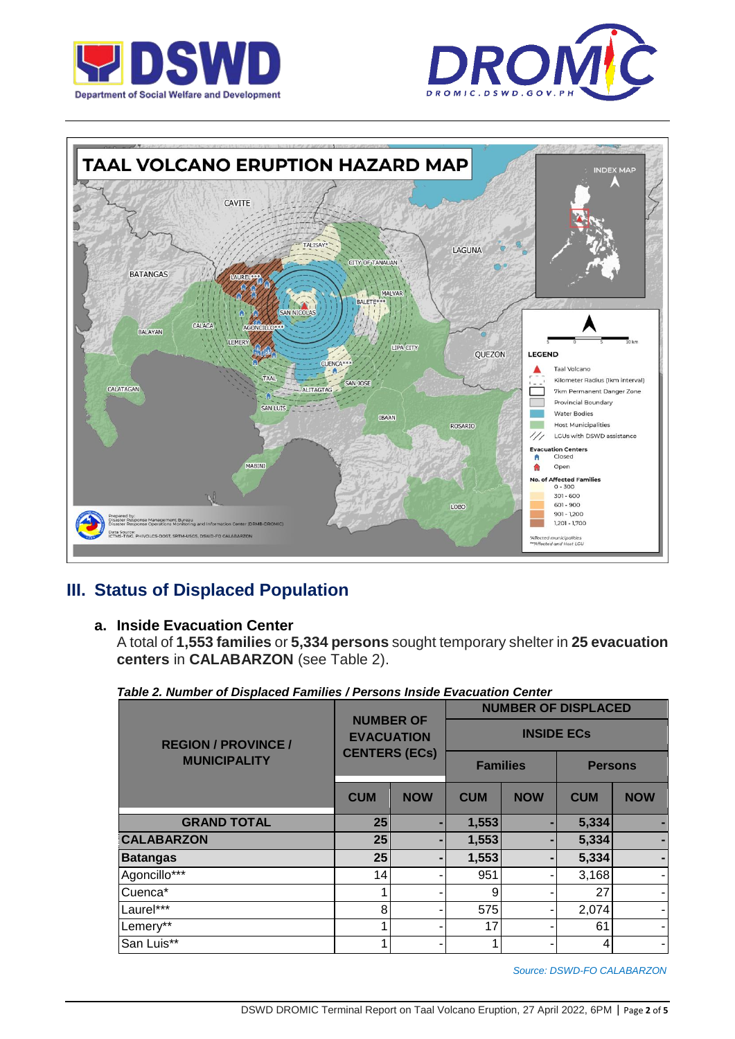# TAAL VOLCANO ERUPTION HAZARD MAP

## III. Status of Displaced Population

### a. Inside Evacuation Center

A total of **1,553 families** or **5,334 persons** sought temporary shelter in **25 evacuation centers** in **CALABARZON** (see Table 2).

***Table 2. Number of Displaced Families / Persons Inside Evacuation Center***

| REGION / PROVINCE / MUNICIPALITY | NUMBER OF EVACUATION CENTERS (ECs) | | NUMBER OF DISPLACED INSIDE ECs | | | |
|---|---|---|---|---|---|---|
| | | | Families | | Persons | |
| | CUM | NOW | CUM | NOW | CUM | NOW |
| **GRAND TOTAL** | **25** | **-** | **1,553** | **-** | **5,334** | **-** |
| **CALABARZON** | **25** | **-** | **1,553** | **-** | **5,334** | **-** |
| **Batangas** | **25** | **-** | **1,553** | **-** | **5,334** | **-** |
| Agoncillo*** | 14 | - | 951 | - | 3,168 | - |
| Cuenca* | 1 | - | 9 | - | 27 | - |
| Laurel*** | 8 | - | 575 | - | 2,074 | - |
| Lemery** | 1 | - | 17 | - | 61 | - |
| San Luis** | 1 | - | 1 | - | 4 | - |

*Source: DSWD-FO CALABARZON*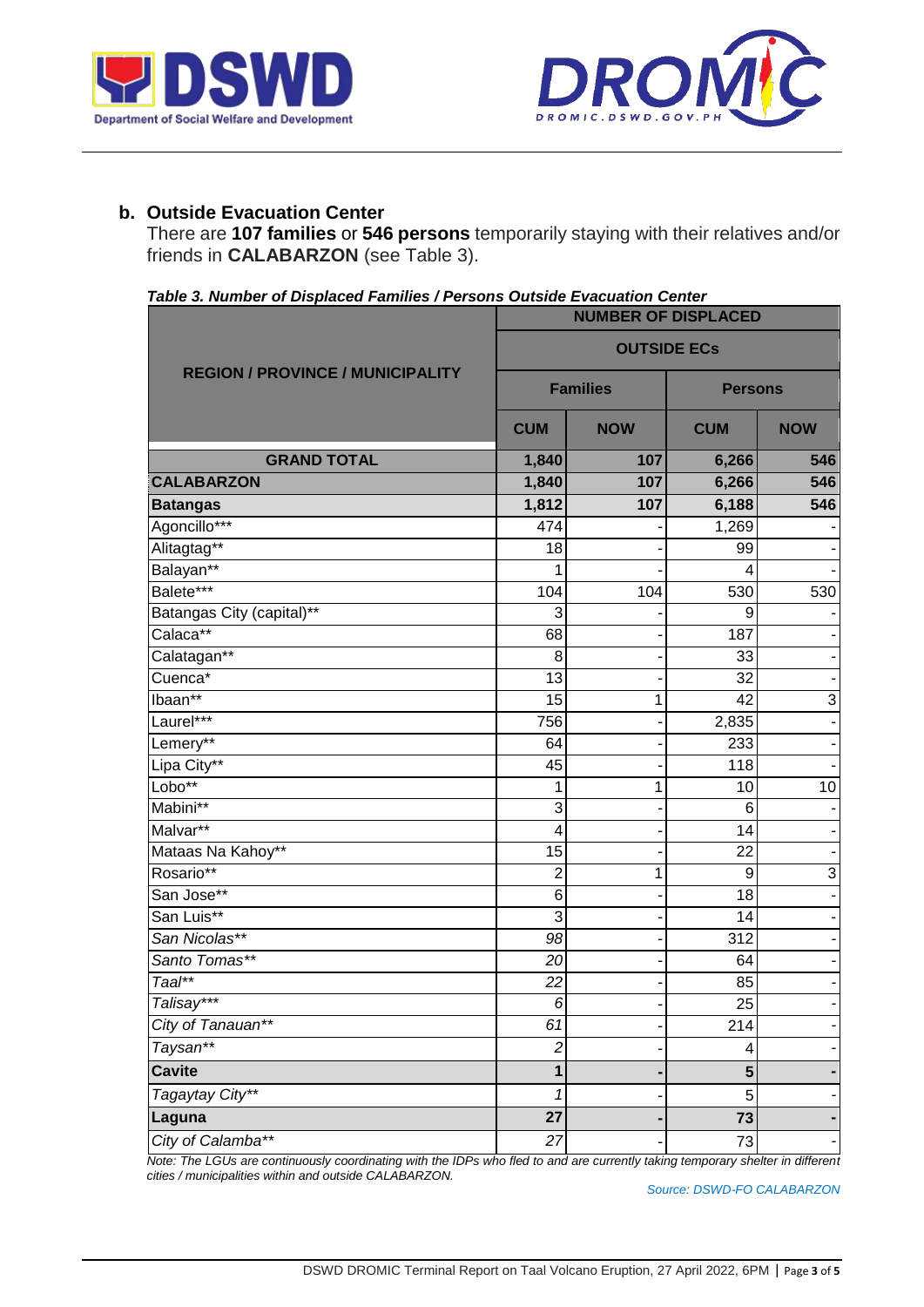### b. Outside Evacuation Center

There are **107 families** or **546 persons** temporarily staying with their relatives and/or friends in **CALABARZON** (see Table 3).

***Table 3. Number of Displaced Families / Persons Outside Evacuation Center***

| REGION / PROVINCE / MUNICIPALITY | NUMBER OF DISPLACED | | | |
|---|---|---|---|---|
| | OUTSIDE ECs | | | |
| | Families | | Persons | |
| | CUM | NOW | CUM | NOW |
| **GRAND TOTAL** | **1,840** | **107** | **6,266** | **546** |
| **CALABARZON** | **1,840** | **107** | **6,266** | **546** |
| **Batangas** | **1,812** | **107** | **6,188** | **546** |
| Agoncillo*** | 474 | - | 1,269 | - |
| Alitagtag** | 18 | - | 99 | - |
| Balayan** | 1 | - | 4 | - |
| Balete*** | 104 | 104 | 530 | 530 |
| Batangas City (capital)** | 3 | - | 9 | - |
| Calaca** | 68 | - | 187 | - |
| Calatagan** | 8 | - | 33 | - |
| Cuenca* | 13 | - | 32 | - |
| Ibaan** | 15 | 1 | 42 | 3 |
| Laurel*** | 756 | - | 2,835 | - |
| Lemery** | 64 | - | 233 | - |
| Lipa City** | 45 | - | 118 | - |
| Lobo** | 1 | 1 | 10 | 10 |
| Mabini** | 3 | - | 6 | - |
| Malvar** | 4 | - | 14 | - |
| Mataas Na Kahoy** | 15 | - | 22 | - |
| Rosario** | 2 | 1 | 9 | 3 |
| San Jose** | 6 | - | 18 | - |
| San Luis** | 3 | - | 14 | - |
| *San Nicolas*** | *98* | - | 312 | - |
| *Santo Tomas*** | *20* | - | 64 | - |
| *Taal*** | *22* | - | 85 | - |
| *Talisay**** | *6* | - | 25 | - |
| *City of Tanauan*** | *61* | - | 214 | - |
| *Taysan*** | *2* | - | 4 | - |
| **Cavite** | **1** | **-** | **5** | **-** |
| *Tagaytay City*** | *1* | - | 5 | - |
| **Laguna** | **27** | **-** | **73** | **-** |
| *City of Calamba*** | *27* | - | 73 | - |

*Note: The LGUs are continuously coordinating with the IDPs who fled to and are currently taking temporary shelter in different cities / municipalities within and outside CALABARZON.*

*Source: DSWD-FO CALABARZON*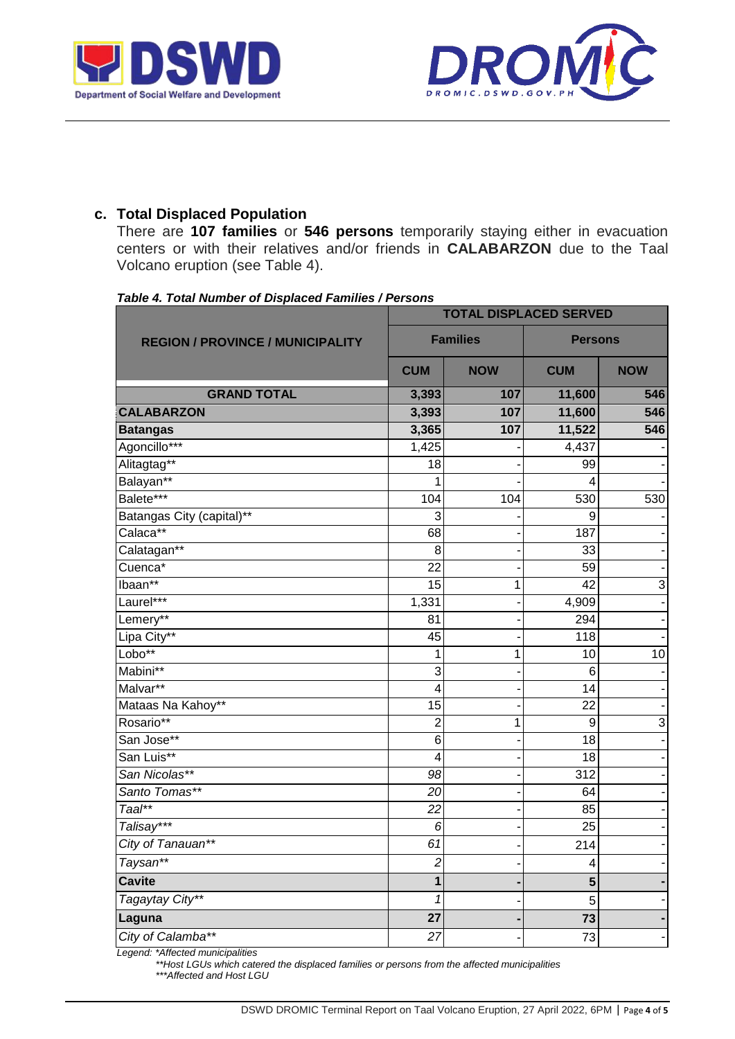### c. Total Displaced Population

There are **107 families** or **546 persons** temporarily staying either in evacuation centers or with their relatives and/or friends in **CALABARZON** due to the Taal Volcano eruption (see Table 4).

***Table 4. Total Number of Displaced Families / Persons***

| REGION / PROVINCE / MUNICIPALITY | TOTAL DISPLACED SERVED | | | |
|---|---|---|---|---|
| | Families | | Persons | |
| | CUM | NOW | CUM | NOW |
| **GRAND TOTAL** | **3,393** | **107** | **11,600** | **546** |
| **CALABARZON** | **3,393** | **107** | **11,600** | **546** |
| **Batangas** | **3,365** | **107** | **11,522** | **546** |
| Agoncillo*** | 1,425 | - | 4,437 | - |
| Alitagtag** | 18 | - | 99 | - |
| Balayan** | 1 | - | 4 | - |
| Balete*** | 104 | 104 | 530 | 530 |
| Batangas City (capital)** | 3 | - | 9 | - |
| Calaca** | 68 | - | 187 | - |
| Calatagan** | 8 | - | 33 | - |
| Cuenca* | 22 | - | 59 | - |
| Ibaan** | 15 | 1 | 42 | 3 |
| Laurel*** | 1,331 | - | 4,909 | - |
| Lemery** | 81 | - | 294 | - |
| Lipa City** | 45 | - | 118 | - |
| Lobo** | 1 | 1 | 10 | 10 |
| Mabini** | 3 | - | 6 | - |
| Malvar** | 4 | - | 14 | - |
| Mataas Na Kahoy** | 15 | - | 22 | - |
| Rosario** | 2 | 1 | 9 | 3 |
| San Jose** | 6 | - | 18 | - |
| San Luis** | 4 | - | 18 | - |
| *San Nicolas*** | *98* | - | 312 | - |
| *Santo Tomas*** | *20* | - | 64 | - |
| *Taal*** | *22* | - | 85 | - |
| *Talisay**** | *6* | - | 25 | - |
| *City of Tanauan*** | *61* | - | 214 | - |
| *Taysan*** | *2* | - | 4 | - |
| **Cavite** | **1** | **-** | **5** | **-** |
| *Tagaytay City*** | *1* | - | 5 | - |
| **Laguna** | **27** | **-** | **73** | **-** |
| *City of Calamba*** | *27* | - | 73 | - |

*Legend: *Affected municipalities*
*\*\*Host LGUs which catered the displaced families or persons from the affected municipalities*
*\*\*\*Affected and Host LGU*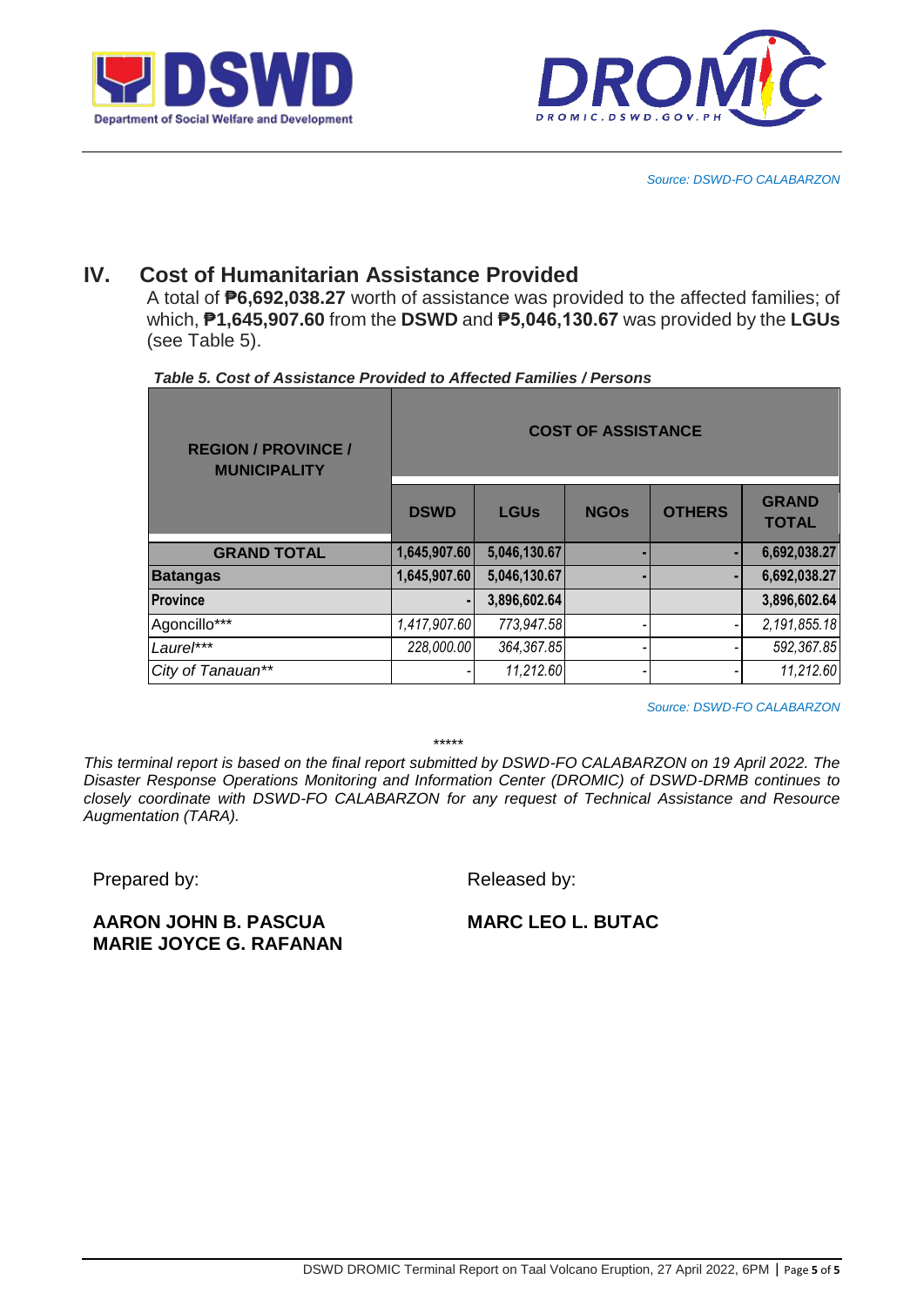*Source: DSWD-FO CALABARZON*

## IV. Cost of Humanitarian Assistance Provided

A total of **₱6,692,038.27** worth of assistance was provided to the affected families; of which, **₱1,645,907.60** from the **DSWD** and **₱5,046,130.67** was provided by the **LGUs** (see Table 5).

***Table 5. Cost of Assistance Provided to Affected Families / Persons***

| REGION / PROVINCE / MUNICIPALITY | COST OF ASSISTANCE | | | | |
|---|---|---|---|---|---|
| | DSWD | LGUs | NGOs | OTHERS | GRAND TOTAL |
| **GRAND TOTAL** | **1,645,907.60** | **5,046,130.67** | **-** | **-** | **6,692,038.27** |
| **Batangas** | **1,645,907.60** | **5,046,130.67** | **-** | **-** | **6,692,038.27** |
| **Province** | **-** | **3,896,602.64** | | | **3,896,602.64** |
| Agoncillo*** | *1,417,907.60* | *773,947.58* | - | - | *2,191,855.18* |
| *Laurel**** | *228,000.00* | *364,367.85* | - | - | *592,367.85* |
| *City of Tanauan*** | - | *11,212.60* | - | - | *11,212.60* |

*Source: DSWD-FO CALABARZON*

*****

*This terminal report is based on the final report submitted by DSWD-FO CALABARZON on 19 April 2022. The Disaster Response Operations Monitoring and Information Center (DROMIC) of DSWD-DRMB continues to closely coordinate with DSWD-FO CALABARZON for any request of Technical Assistance and Resource Augmentation (TARA).*

Prepared by:

**AARON JOHN B. PASCUA**
**MARIE JOYCE G. RAFANAN**

Released by:

**MARC LEO L. BUTAC**